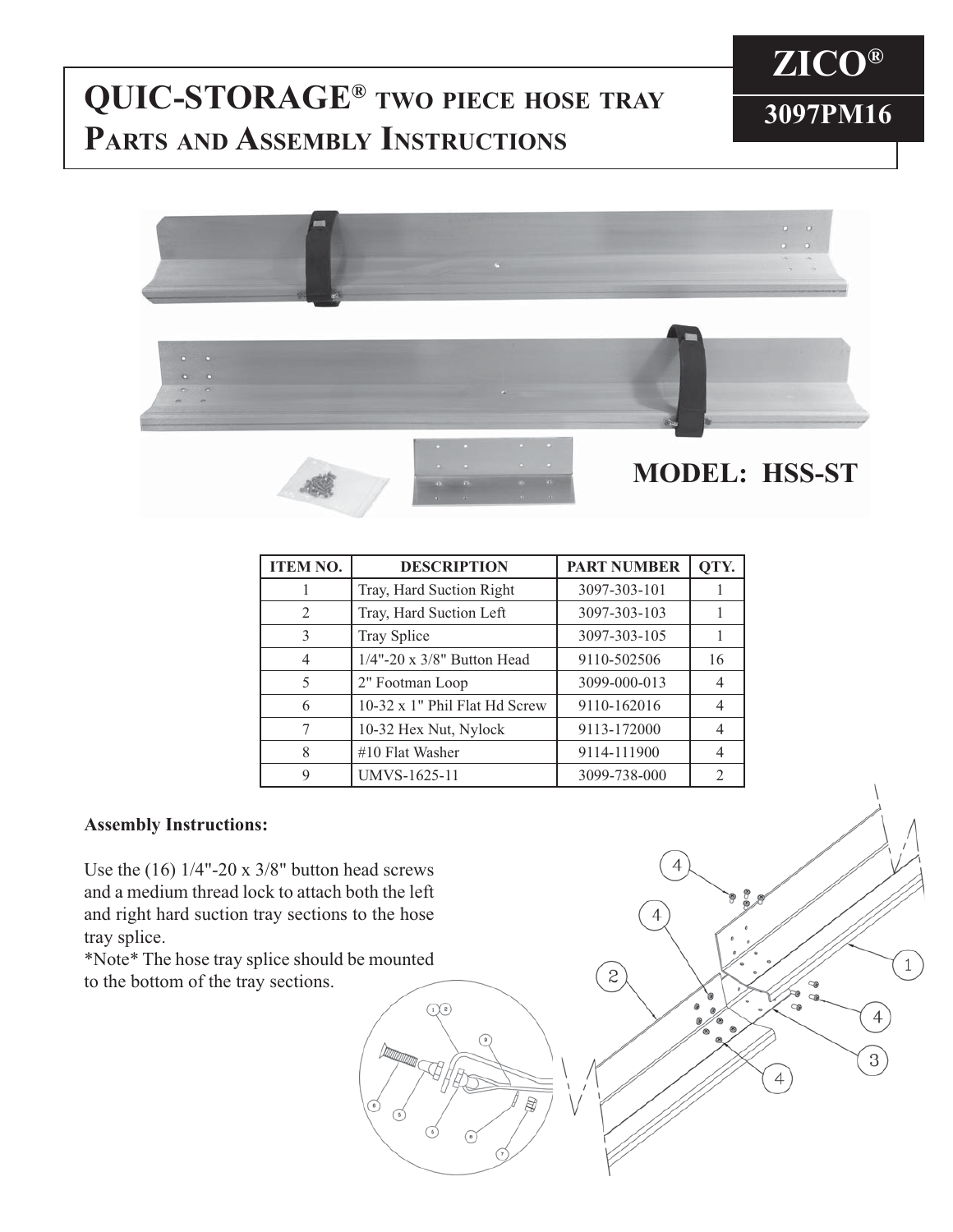# QUIC-STORAGE® TWO PIECE HOSE TRAY PARTS AND ASSEMBLY INSTRUCTIONS

**ZICO®**

**3097PM16**

**MODEL: HSS-ST**

| ITEM NO. | DESCRIPTION | PART NUMBER | QTY. |
|---|---|---|---|
| 1 | Tray, Hard Suction Right | 3097-303-101 | 1 |
| 2 | Tray, Hard Suction Left | 3097-303-103 | 1 |
| 3 | Tray Splice | 3097-303-105 | 1 |
| 4 | 1/4"-20 x 3/8" Button Head | 9110-502506 | 16 |
| 5 | 2" Footman Loop | 3099-000-013 | 4 |
| 6 | 10-32 x 1" Phil Flat Hd Screw | 9110-162016 | 4 |
| 7 | 10-32 Hex Nut, Nylock | 9113-172000 | 4 |
| 8 | #10 Flat Washer | 9114-111900 | 4 |
| 9 | UMVS-1625-11 | 3099-738-000 | 2 |

**Assembly Instructions:**

Use the (16) 1/4"-20 x 3/8" button head screws and a medium thread lock to attach both the left and right hard suction tray sections to the hose tray splice.

*Note* The hose tray splice should be mounted to the bottom of the tray sections.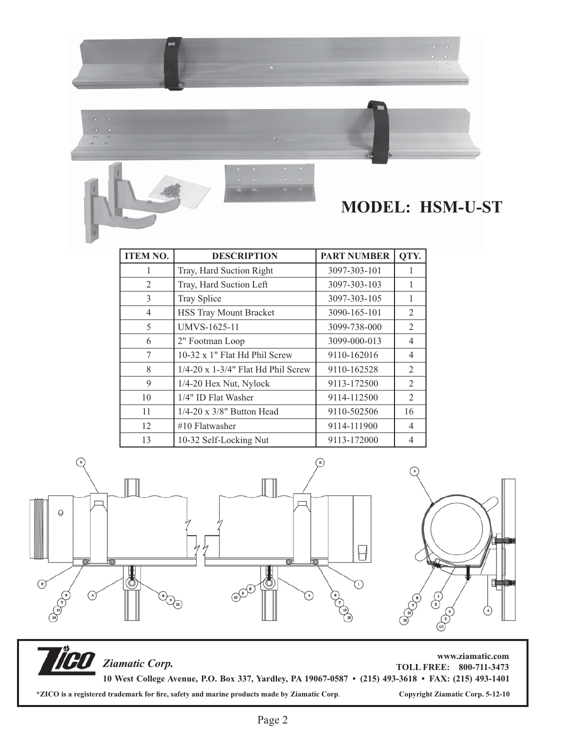# MODEL: HSM-U-ST

| ITEM NO. | DESCRIPTION | PART NUMBER | QTY. |
|---|---|---|---|
| 1 | Tray, Hard Suction Right | 3097-303-101 | 1 |
| 2 | Tray, Hard Suction Left | 3097-303-103 | 1 |
| 3 | Tray Splice | 3097-303-105 | 1 |
| 4 | HSS Tray Mount Bracket | 3090-165-101 | 2 |
| 5 | UMVS-1625-11 | 3099-738-000 | 2 |
| 6 | 2" Footman Loop | 3099-000-013 | 4 |
| 7 | 10-32 x 1" Flat Hd Phil Screw | 9110-162016 | 4 |
| 8 | 1/4-20 x 1-3/4" Flat Hd Phil Screw | 9110-162528 | 2 |
| 9 | 1/4-20 Hex Nut, Nylock | 9113-172500 | 2 |
| 10 | 1/4" ID Flat Washer | 9114-112500 | 2 |
| 11 | 1/4-20 x 3/8" Button Head | 9110-502506 | 16 |
| 12 | #10 Flatwasher | 9114-111900 | 4 |
| 13 | 10-32 Self-Locking Nut | 9113-172000 | 4 |

**ZICO** *Ziamatic Corp.*

**www.ziamatic.com**
**TOLL FREE: 800-711-3473**

**10 West College Avenue, P.O. Box 337, Yardley, PA 19067-0587 • (215) 493-3618 • FAX: (215) 493-1401**

**\*ZICO is a registered trademark for fire, safety and marine products made by Ziamatic Corp.** **Copyright Ziamatic Corp. 5-12-10**